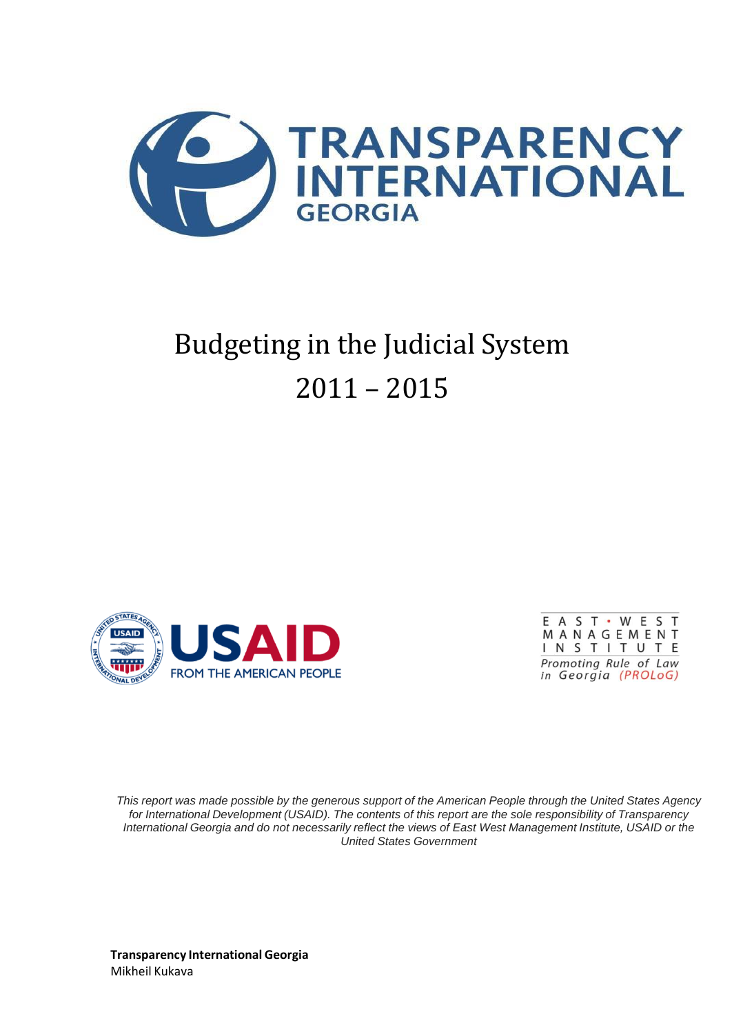# Budgeting in the Judicial System 2011 – 2015

*This report was made possible by the generous support of the American People through the United States Agency for International Development (USAID). The contents of this report are the sole responsibility of Transparency International Georgia and do not necessarily reflect the views of East West Management Institute, USAID or the United States Government*

**Transparency International Georgia**
Mikheil Kukava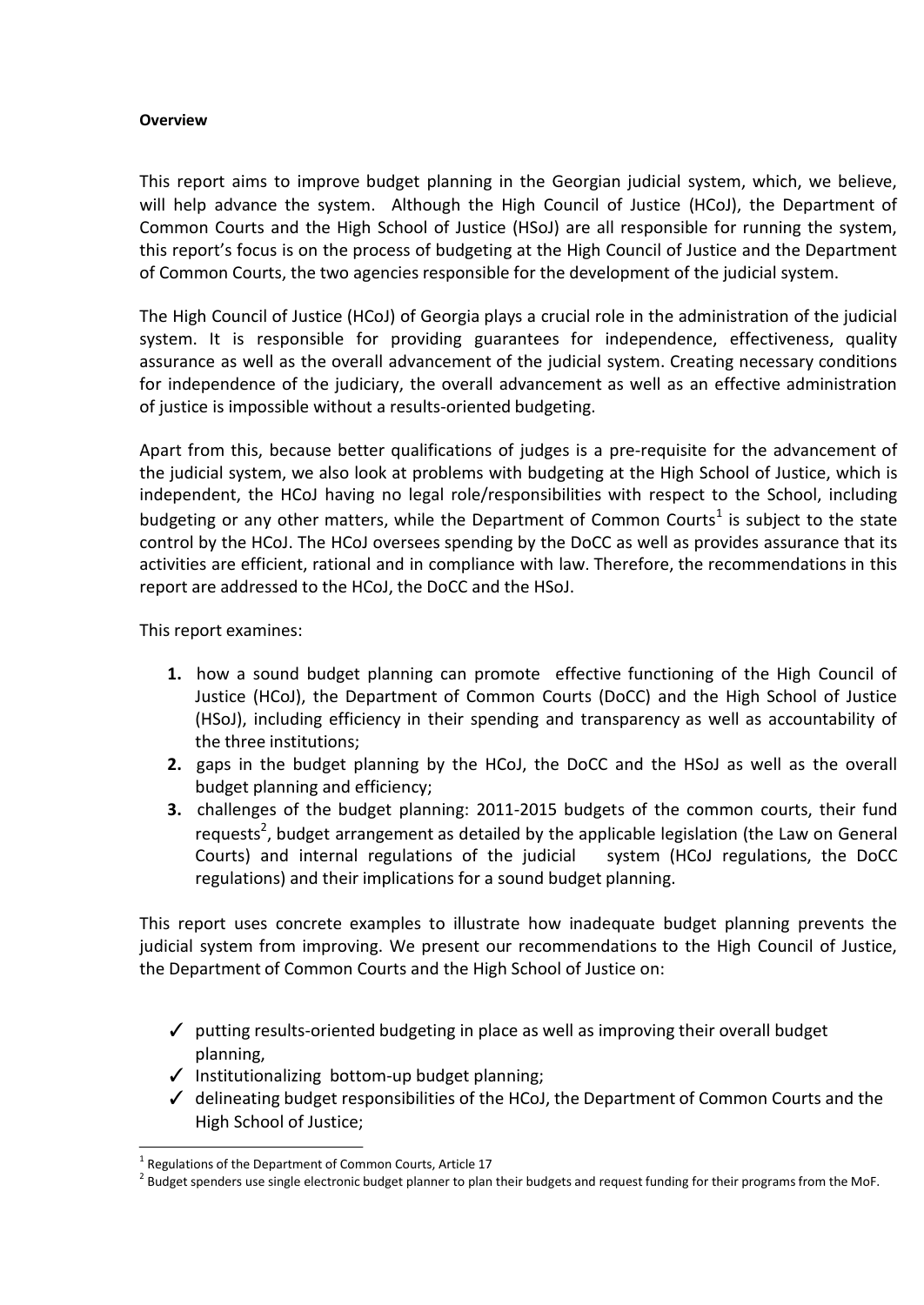**Overview**

This report aims to improve budget planning in the Georgian judicial system, which, we believe, will help advance the system. Although the High Council of Justice (HCoJ), the Department of Common Courts and the High School of Justice (HSoJ) are all responsible for running the system, this report's focus is on the process of budgeting at the High Council of Justice and the Department of Common Courts, the two agencies responsible for the development of the judicial system.

The High Council of Justice (HCoJ) of Georgia plays a crucial role in the administration of the judicial system. It is responsible for providing guarantees for independence, effectiveness, quality assurance as well as the overall advancement of the judicial system. Creating necessary conditions for independence of the judiciary, the overall advancement as well as an effective administration of justice is impossible without a results-oriented budgeting.

Apart from this, because better qualifications of judges is a pre-requisite for the advancement of the judicial system, we also look at problems with budgeting at the High School of Justice, which is independent, the HCoJ having no legal role/responsibilities with respect to the School, including budgeting or any other matters, while the Department of Common Courts[1] is subject to the state control by the HCoJ. The HCoJ oversees spending by the DoCC as well as provides assurance that its activities are efficient, rational and in compliance with law. Therefore, the recommendations in this report are addressed to the HCoJ, the DoCC and the HSoJ.

This report examines:

1. how a sound budget planning can promote effective functioning of the High Council of Justice (HCoJ), the Department of Common Courts (DoCC) and the High School of Justice (HSoJ), including efficiency in their spending and transparency as well as accountability of the three institutions;
2. gaps in the budget planning by the HCoJ, the DoCC and the HSoJ as well as the overall budget planning and efficiency;
3. challenges of the budget planning: 2011-2015 budgets of the common courts, their fund requests[2], budget arrangement as detailed by the applicable legislation (the Law on General Courts) and internal regulations of the judicial system (HCoJ regulations, the DoCC regulations) and their implications for a sound budget planning.

This report uses concrete examples to illustrate how inadequate budget planning prevents the judicial system from improving. We present our recommendations to the High Council of Justice, the Department of Common Courts and the High School of Justice on:

- ✓ putting results-oriented budgeting in place as well as improving their overall budget planning,
- ✓ Institutionalizing bottom-up budget planning;
- ✓ delineating budget responsibilities of the HCoJ, the Department of Common Courts and the High School of Justice;

[1] Regulations of the Department of Common Courts, Article 17

[2] Budget spenders use single electronic budget planner to plan their budgets and request funding for their programs from the MoF.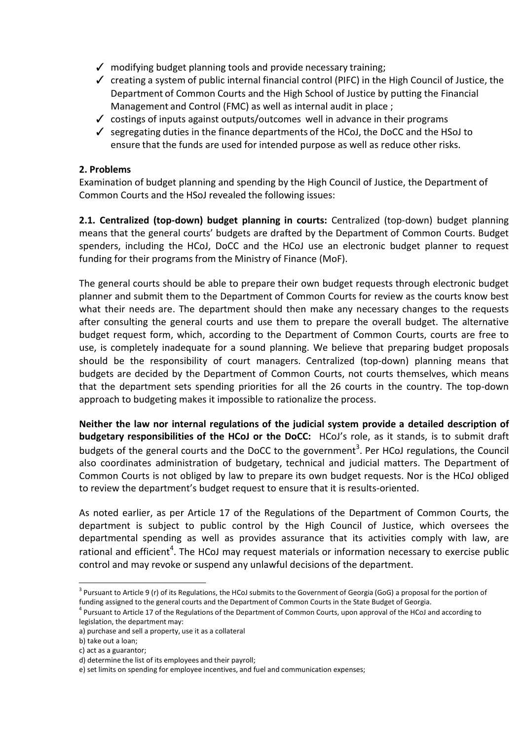- ✓ modifying budget planning tools and provide necessary training;
- ✓ creating a system of public internal financial control (PIFC) in the High Council of Justice, the Department of Common Courts and the High School of Justice by putting the Financial Management and Control (FMC) as well as internal audit in place ;
- ✓ costings of inputs against outputs/outcomes well in advance in their programs
- ✓ segregating duties in the finance departments of the HCoJ, the DoCC and the HSoJ to ensure that the funds are used for intended purpose as well as reduce other risks.

## 2. Problems

Examination of budget planning and spending by the High Council of Justice, the Department of Common Courts and the HSoJ revealed the following issues:

**2.1. Centralized (top-down) budget planning in courts:** Centralized (top-down) budget planning means that the general courts' budgets are drafted by the Department of Common Courts. Budget spenders, including the HCoJ, DoCC and the HCoJ use an electronic budget planner to request funding for their programs from the Ministry of Finance (MoF).

The general courts should be able to prepare their own budget requests through electronic budget planner and submit them to the Department of Common Courts for review as the courts know best what their needs are. The department should then make any necessary changes to the requests after consulting the general courts and use them to prepare the overall budget. The alternative budget request form, which, according to the Department of Common Courts, courts are free to use, is completely inadequate for a sound planning. We believe that preparing budget proposals should be the responsibility of court managers. Centralized (top-down) planning means that budgets are decided by the Department of Common Courts, not courts themselves, which means that the department sets spending priorities for all the 26 courts in the country. The top-down approach to budgeting makes it impossible to rationalize the process.

**Neither the law nor internal regulations of the judicial system provide a detailed description of budgetary responsibilities of the HCoJ or the DoCC:** HCoJ's role, as it stands, is to submit draft budgets of the general courts and the DoCC to the government[3]. Per HCoJ regulations, the Council also coordinates administration of budgetary, technical and judicial matters. The Department of Common Courts is not obliged by law to prepare its own budget requests. Nor is the HCoJ obliged to review the department's budget request to ensure that it is results-oriented.

As noted earlier, as per Article 17 of the Regulations of the Department of Common Courts, the department is subject to public control by the High Council of Justice, which oversees the departmental spending as well as provides assurance that its activities comply with law, are rational and efficient[4]. The HCoJ may request materials or information necessary to exercise public control and may revoke or suspend any unlawful decisions of the department.

---

[3] Pursuant to Article 9 (r) of its Regulations, the HCoJ submits to the Government of Georgia (GoG) a proposal for the portion of funding assigned to the general courts and the Department of Common Courts in the State Budget of Georgia.

[4] Pursuant to Article 17 of the Regulations of the Department of Common Courts, upon approval of the HCoJ and according to legislation, the department may:

a) purchase and sell a property, use it as a collateral

b) take out a loan;

c) act as a guarantor;

d) determine the list of its employees and their payroll;

e) set limits on spending for employee incentives, and fuel and communication expenses;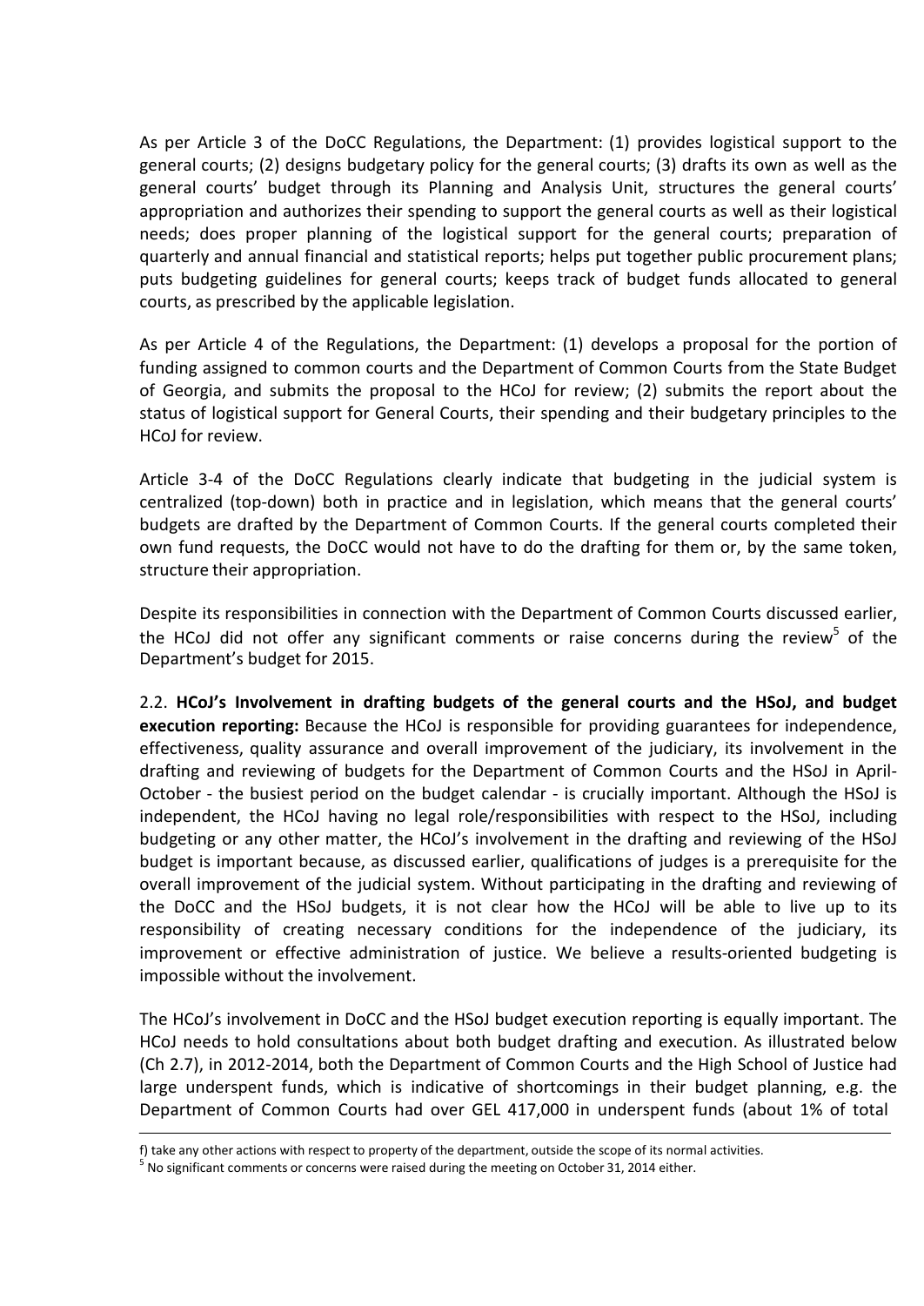As per Article 3 of the DoCC Regulations, the Department: (1) provides logistical support to the general courts; (2) designs budgetary policy for the general courts; (3) drafts its own as well as the general courts' budget through its Planning and Analysis Unit, structures the general courts' appropriation and authorizes their spending to support the general courts as well as their logistical needs; does proper planning of the logistical support for the general courts; preparation of quarterly and annual financial and statistical reports; helps put together public procurement plans; puts budgeting guidelines for general courts; keeps track of budget funds allocated to general courts, as prescribed by the applicable legislation.

As per Article 4 of the Regulations, the Department: (1) develops a proposal for the portion of funding assigned to common courts and the Department of Common Courts from the State Budget of Georgia, and submits the proposal to the HCoJ for review; (2) submits the report about the status of logistical support for General Courts, their spending and their budgetary principles to the HCoJ for review.

Article 3-4 of the DoCC Regulations clearly indicate that budgeting in the judicial system is centralized (top-down) both in practice and in legislation, which means that the general courts' budgets are drafted by the Department of Common Courts. If the general courts completed their own fund requests, the DoCC would not have to do the drafting for them or, by the same token, structure their appropriation.

Despite its responsibilities in connection with the Department of Common Courts discussed earlier, the HCoJ did not offer any significant comments or raise concerns during the review[5] of the Department's budget for 2015.

2.2. **HCoJ's Involvement in drafting budgets of the general courts and the HSoJ, and budget execution reporting:** Because the HCoJ is responsible for providing guarantees for independence, effectiveness, quality assurance and overall improvement of the judiciary, its involvement in the drafting and reviewing of budgets for the Department of Common Courts and the HSoJ in April-October - the busiest period on the budget calendar - is crucially important. Although the HSoJ is independent, the HCoJ having no legal role/responsibilities with respect to the HSoJ, including budgeting or any other matter, the HCoJ's involvement in the drafting and reviewing of the HSoJ budget is important because, as discussed earlier, qualifications of judges is a prerequisite for the overall improvement of the judicial system. Without participating in the drafting and reviewing of the DoCC and the HSoJ budgets, it is not clear how the HCoJ will be able to live up to its responsibility of creating necessary conditions for the independence of the judiciary, its improvement or effective administration of justice. We believe a results-oriented budgeting is impossible without the involvement.

The HCoJ's involvement in DoCC and the HSoJ budget execution reporting is equally important. The HCoJ needs to hold consultations about both budget drafting and execution. As illustrated below (Ch 2.7), in 2012-2014, both the Department of Common Courts and the High School of Justice had large underspent funds, which is indicative of shortcomings in their budget planning, e.g. the Department of Common Courts had over GEL 417,000 in underspent funds (about 1% of total

---

f) take any other actions with respect to property of the department, outside the scope of its normal activities.

[5] No significant comments or concerns were raised during the meeting on October 31, 2014 either.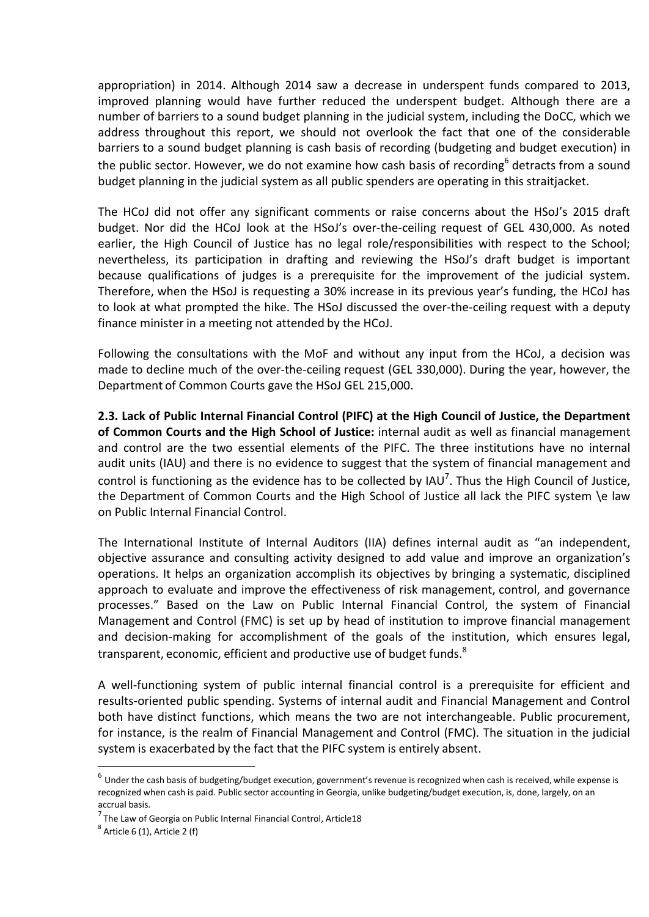appropriation) in 2014. Although 2014 saw a decrease in underspent funds compared to 2013, improved planning would have further reduced the underspent budget. Although there are a number of barriers to a sound budget planning in the judicial system, including the DoCC, which we address throughout this report, we should not overlook the fact that one of the considerable barriers to a sound budget planning is cash basis of recording (budgeting and budget execution) in the public sector. However, we do not examine how cash basis of recording[6] detracts from a sound budget planning in the judicial system as all public spenders are operating in this straitjacket.

The HCoJ did not offer any significant comments or raise concerns about the HSoJ's 2015 draft budget. Nor did the HCoJ look at the HSoJ's over-the-ceiling request of GEL 430,000. As noted earlier, the High Council of Justice has no legal role/responsibilities with respect to the School; nevertheless, its participation in drafting and reviewing the HSoJ's draft budget is important because qualifications of judges is a prerequisite for the improvement of the judicial system. Therefore, when the HSoJ is requesting a 30% increase in its previous year's funding, the HCoJ has to look at what prompted the hike. The HSoJ discussed the over-the-ceiling request with a deputy finance minister in a meeting not attended by the HCoJ.

Following the consultations with the MoF and without any input from the HCoJ, a decision was made to decline much of the over-the-ceiling request (GEL 330,000). During the year, however, the Department of Common Courts gave the HSoJ GEL 215,000.

**2.3. Lack of Public Internal Financial Control (PIFC) at the High Council of Justice, the Department of Common Courts and the High School of Justice:** internal audit as well as financial management and control are the two essential elements of the PIFC. The three institutions have no internal audit units (IAU) and there is no evidence to suggest that the system of financial management and control is functioning as the evidence has to be collected by IAU[7]. Thus the High Council of Justice, the Department of Common Courts and the High School of Justice all lack the PIFC system \e law on Public Internal Financial Control.

The International Institute of Internal Auditors (IIA) defines internal audit as "an independent, objective assurance and consulting activity designed to add value and improve an organization's operations. It helps an organization accomplish its objectives by bringing a systematic, disciplined approach to evaluate and improve the effectiveness of risk management, control, and governance processes." Based on the Law on Public Internal Financial Control, the system of Financial Management and Control (FMC) is set up by head of institution to improve financial management and decision-making for accomplishment of the goals of the institution, which ensures legal, transparent, economic, efficient and productive use of budget funds.[8]

A well-functioning system of public internal financial control is a prerequisite for efficient and results-oriented public spending. Systems of internal audit and Financial Management and Control both have distinct functions, which means the two are not interchangeable. Public procurement, for instance, is the realm of Financial Management and Control (FMC). The situation in the judicial system is exacerbated by the fact that the PIFC system is entirely absent.

---

[6] Under the cash basis of budgeting/budget execution, government's revenue is recognized when cash is received, while expense is recognized when cash is paid. Public sector accounting in Georgia, unlike budgeting/budget execution, is, done, largely, on an accrual basis.

[7] The Law of Georgia on Public Internal Financial Control, Article18

[8] Article 6 (1), Article 2 (f)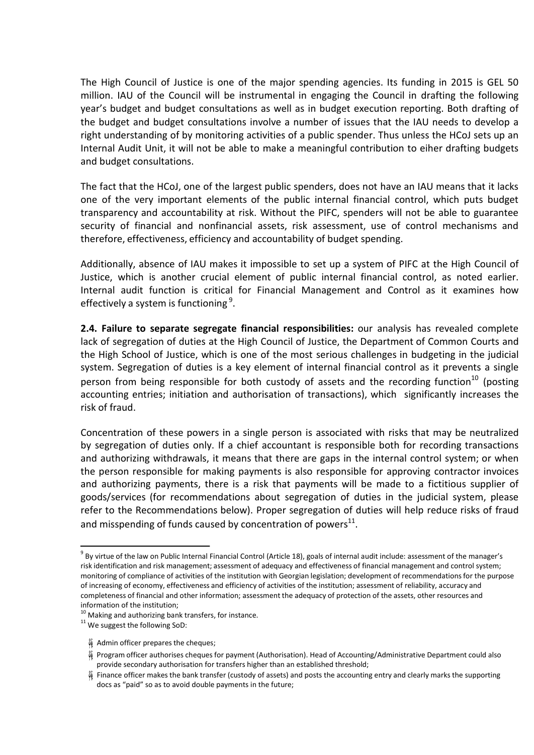The High Council of Justice is one of the major spending agencies. Its funding in 2015 is GEL 50 million. IAU of the Council will be instrumental in engaging the Council in drafting the following year's budget and budget consultations as well as in budget execution reporting. Both drafting of the budget and budget consultations involve a number of issues that the IAU needs to develop a right understanding of by monitoring activities of a public spender. Thus unless the HCoJ sets up an Internal Audit Unit, it will not be able to make a meaningful contribution to eiher drafting budgets and budget consultations.

The fact that the HCoJ, one of the largest public spenders, does not have an IAU means that it lacks one of the very important elements of the public internal financial control, which puts budget transparency and accountability at risk. Without the PIFC, spenders will not be able to guarantee security of financial and nonfinancial assets, risk assessment, use of control mechanisms and therefore, effectiveness, efficiency and accountability of budget spending.

Additionally, absence of IAU makes it impossible to set up a system of PIFC at the High Council of Justice, which is another crucial element of public internal financial control, as noted earlier. Internal audit function is critical for Financial Management and Control as it examines how effectively a system is functioning [9].

**2.4. Failure to separate segregate financial responsibilities:** our analysis has revealed complete lack of segregation of duties at the High Council of Justice, the Department of Common Courts and the High School of Justice, which is one of the most serious challenges in budgeting in the judicial system. Segregation of duties is a key element of internal financial control as it prevents a single person from being responsible for both custody of assets and the recording function[10] (posting accounting entries; initiation and authorisation of transactions), which significantly increases the risk of fraud.

Concentration of these powers in a single person is associated with risks that may be neutralized by segregation of duties only. If a chief accountant is responsible both for recording transactions and authorizing withdrawals, it means that there are gaps in the internal control system; or when the person responsible for making payments is also responsible for approving contractor invoices and authorizing payments, there is a risk that payments will be made to a fictitious supplier of goods/services (for recommendations about segregation of duties in the judicial system, please refer to the Recommendations below). Proper segregation of duties will help reduce risks of fraud and misspending of funds caused by concentration of powers[11].

---

[9] By virtue of the law on Public Internal Financial Control (Article 18), goals of internal audit include: assessment of the manager's risk identification and risk management; assessment of adequacy and effectiveness of financial management and control system; monitoring of compliance of activities of the institution with Georgian legislation; development of recommendations for the purpose of increasing of economy, effectiveness and efficiency of activities of the institution; assessment of reliability, accuracy and completeness of financial and other information; assessment the adequacy of protection of the assets, other resources and information of the institution;

[10] Making and authorizing bank transfers, for instance.

[11] We suggest the following SoD:

- Admin officer prepares the cheques;
- Program officer authorises cheques for payment (Authorisation). Head of Accounting/Administrative Department could also provide secondary authorisation for transfers higher than an established threshold;
- Finance officer makes the bank transfer (custody of assets) and posts the accounting entry and clearly marks the supporting docs as "paid" so as to avoid double payments in the future;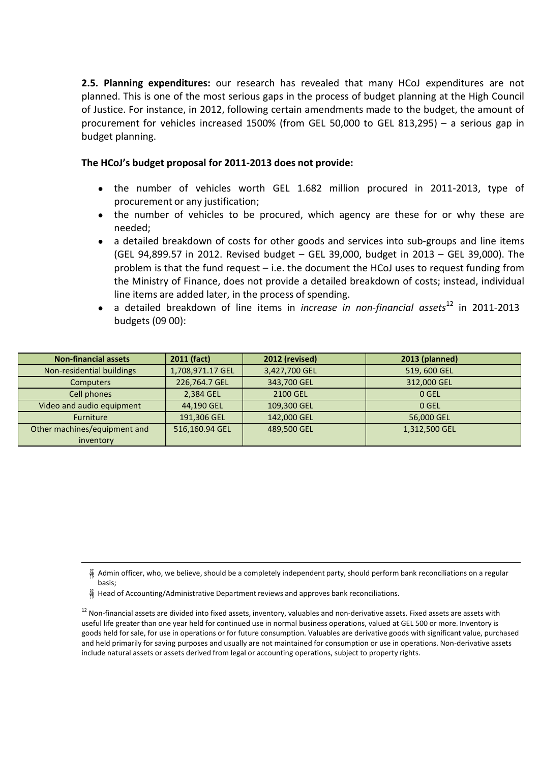**2.5. Planning expenditures:** our research has revealed that many HCoJ expenditures are not planned. This is one of the most serious gaps in the process of budget planning at the High Council of Justice. For instance, in 2012, following certain amendments made to the budget, the amount of procurement for vehicles increased 1500% (from GEL 50,000 to GEL 813,295) – a serious gap in budget planning.

**The HCoJ's budget proposal for 2011-2013 does not provide:**

- the number of vehicles worth GEL 1.682 million procured in 2011-2013, type of procurement or any justification;
- the number of vehicles to be procured, which agency are these for or why these are needed;
- a detailed breakdown of costs for other goods and services into sub-groups and line items (GEL 94,899.57 in 2012. Revised budget – GEL 39,000, budget in 2013 – GEL 39,000). The problem is that the fund request – i.e. the document the HCoJ uses to request funding from the Ministry of Finance, does not provide a detailed breakdown of costs; instead, individual line items are added later, in the process of spending.
- a detailed breakdown of line items in *increase in non-financial assets*[12] in 2011-2013 budgets (09 00):

| Non-financial assets | 2011 (fact) | 2012 (revised) | 2013 (planned) |
|---|---|---|---|
| Non-residential buildings | 1,708,971.17 GEL | 3,427,700 GEL | 519, 600 GEL |
| Computers | 226,764.7 GEL | 343,700 GEL | 312,000 GEL |
| Cell phones | 2,384 GEL | 2100 GEL | 0 GEL |
| Video and audio equipment | 44,190 GEL | 109,300 GEL | 0 GEL |
| Furniture | 191,306 GEL | 142,000 GEL | 56,000 GEL |
| Other machines/equipment and inventory | 516,160.94 GEL | 489,500 GEL | 1,312,500 GEL |

---

- Admin officer, who, we believe, should be a completely independent party, should perform bank reconciliations on a regular basis;
- Head of Accounting/Administrative Department reviews and approves bank reconciliations.

[12] Non-financial assets are divided into fixed assets, inventory, valuables and non-derivative assets. Fixed assets are assets with useful life greater than one year held for continued use in normal business operations, valued at GEL 500 or more. Inventory is goods held for sale, for use in operations or for future consumption. Valuables are derivative goods with significant value, purchased and held primarily for saving purposes and usually are not maintained for consumption or use in operations. Non-derivative assets include natural assets or assets derived from legal or accounting operations, subject to property rights.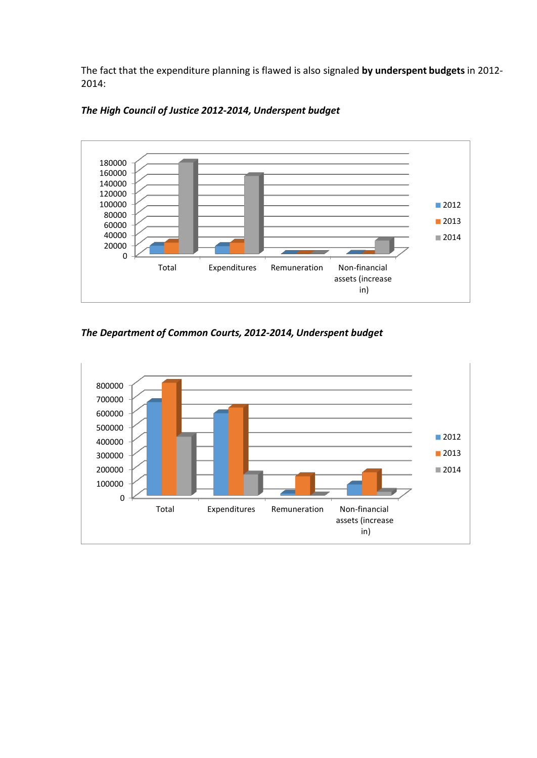The fact that the expenditure planning is flawed is also signaled **by underspent budgets** in 2012-2014:

***The High Council of Justice 2012-2014, Underspent budget***

***The Department of Common Courts, 2012-2014, Underspent budget***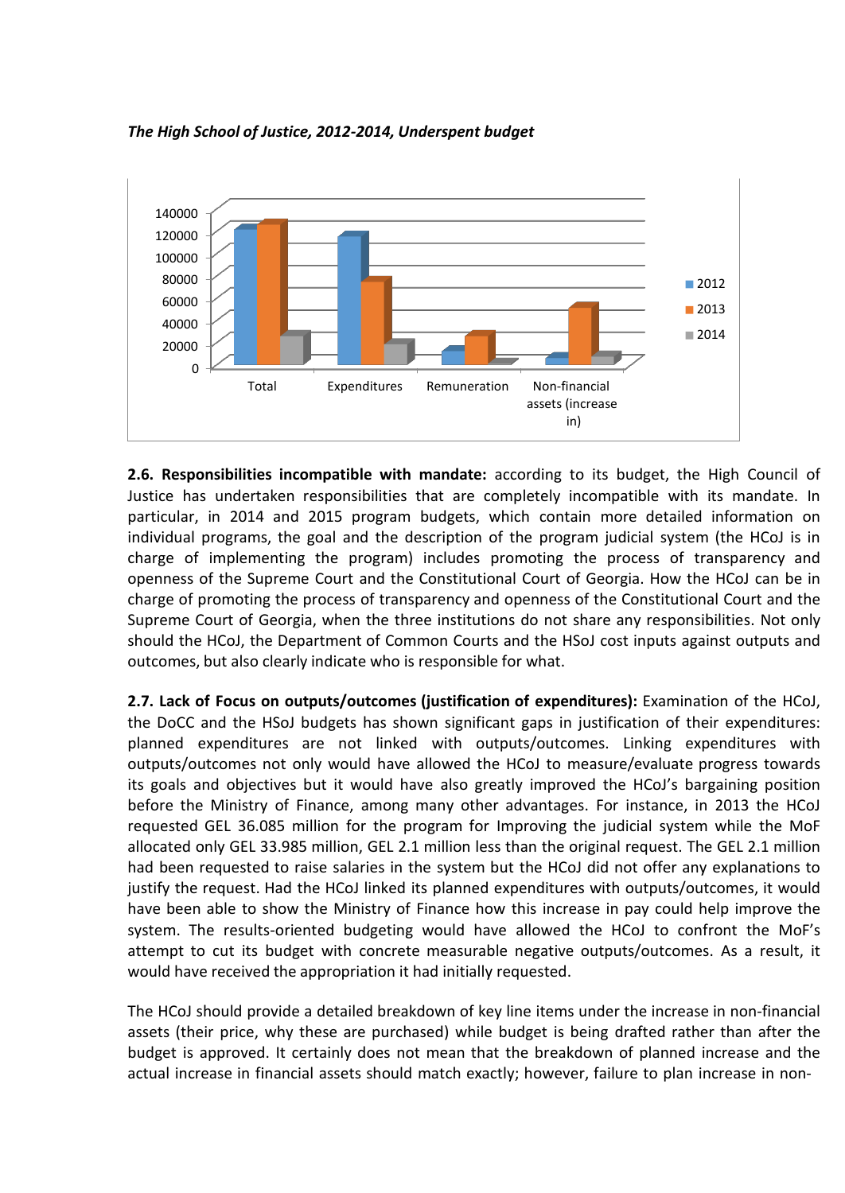*The High School of Justice, 2012-2014, Underspent budget*

**2.6. Responsibilities incompatible with mandate:** according to its budget, the High Council of Justice has undertaken responsibilities that are completely incompatible with its mandate. In particular, in 2014 and 2015 program budgets, which contain more detailed information on individual programs, the goal and the description of the program judicial system (the HCoJ is in charge of implementing the program) includes promoting the process of transparency and openness of the Supreme Court and the Constitutional Court of Georgia. How the HCoJ can be in charge of promoting the process of transparency and openness of the Constitutional Court and the Supreme Court of Georgia, when the three institutions do not share any responsibilities. Not only should the HCoJ, the Department of Common Courts and the HSoJ cost inputs against outputs and outcomes, but also clearly indicate who is responsible for what.

**2.7. Lack of Focus on outputs/outcomes (justification of expenditures):** Examination of the HCoJ, the DoCC and the HSoJ budgets has shown significant gaps in justification of their expenditures: planned expenditures are not linked with outputs/outcomes. Linking expenditures with outputs/outcomes not only would have allowed the HCoJ to measure/evaluate progress towards its goals and objectives but it would have also greatly improved the HCoJ's bargaining position before the Ministry of Finance, among many other advantages. For instance, in 2013 the HCoJ requested GEL 36.085 million for the program for Improving the judicial system while the MoF allocated only GEL 33.985 million, GEL 2.1 million less than the original request. The GEL 2.1 million had been requested to raise salaries in the system but the HCoJ did not offer any explanations to justify the request. Had the HCoJ linked its planned expenditures with outputs/outcomes, it would have been able to show the Ministry of Finance how this increase in pay could help improve the system. The results-oriented budgeting would have allowed the HCoJ to confront the MoF's attempt to cut its budget with concrete measurable negative outputs/outcomes. As a result, it would have received the appropriation it had initially requested.

The HCoJ should provide a detailed breakdown of key line items under the increase in non-financial assets (their price, why these are purchased) while budget is being drafted rather than after the budget is approved. It certainly does not mean that the breakdown of planned increase and the actual increase in financial assets should match exactly; however, failure to plan increase in non-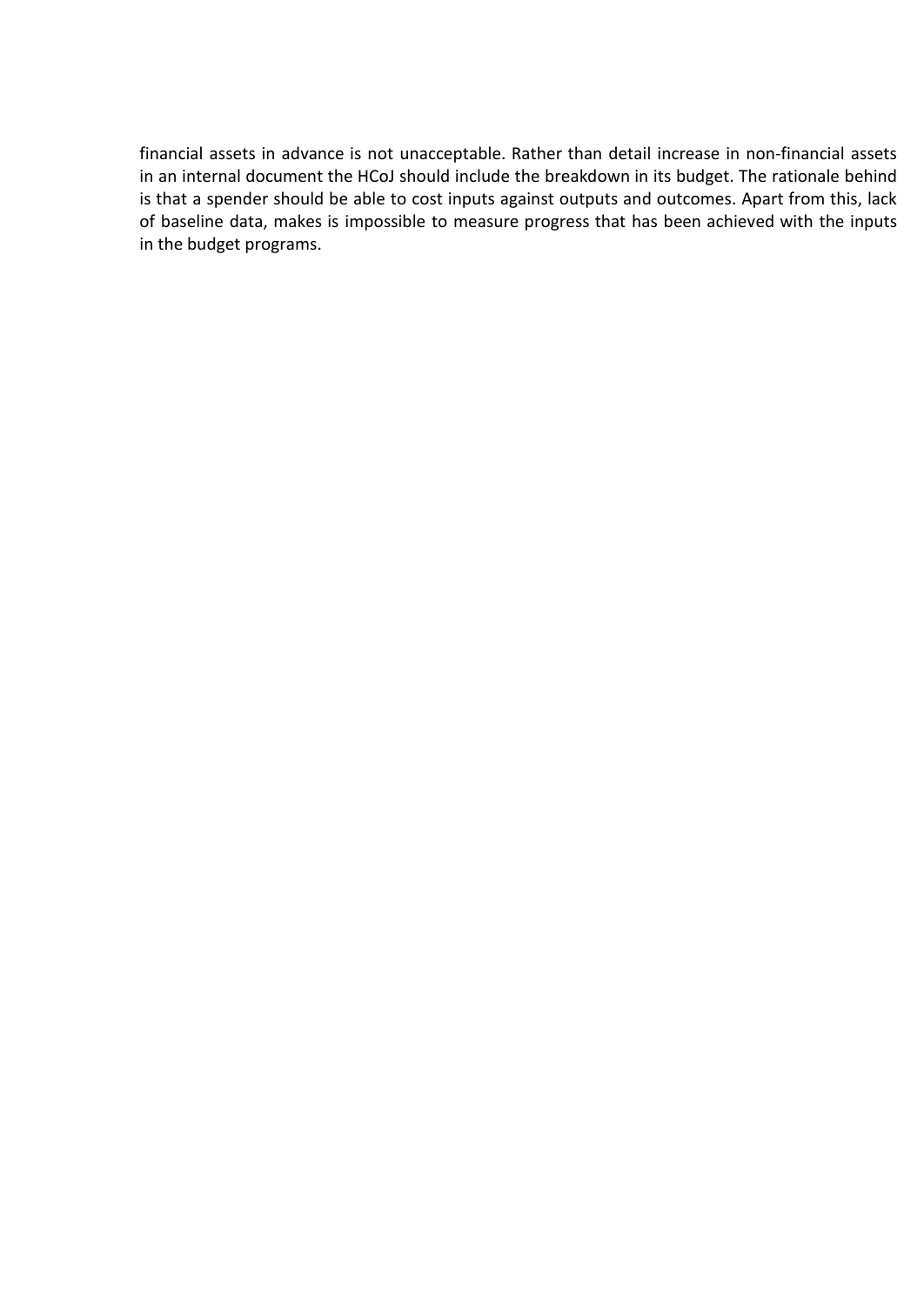financial assets in advance is not unacceptable. Rather than detail increase in non-financial assets in an internal document the HCoJ should include the breakdown in its budget. The rationale behind is that a spender should be able to cost inputs against outputs and outcomes. Apart from this, lack of baseline data, makes is impossible to measure progress that has been achieved with the inputs in the budget programs.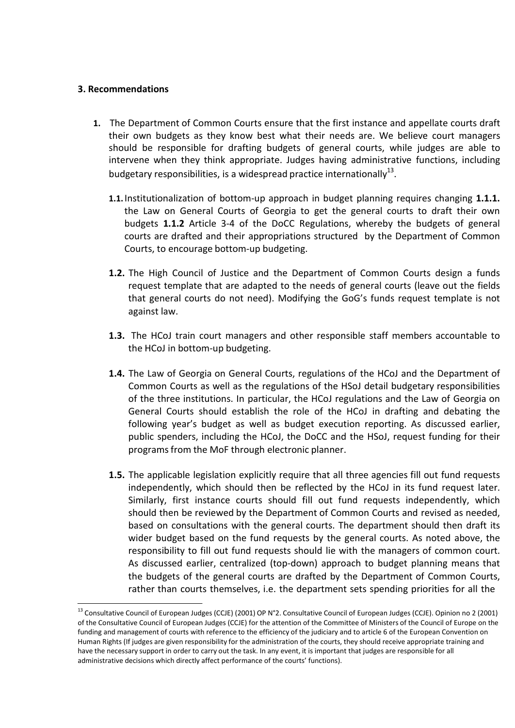### 3. Recommendations

1. The Department of Common Courts ensure that the first instance and appellate courts draft their own budgets as they know best what their needs are. We believe court managers should be responsible for drafting budgets of general courts, while judges are able to intervene when they think appropriate. Judges having administrative functions, including budgetary responsibilities, is a widespread practice internationally[13].

   **1.1.** Institutionalization of bottom-up approach in budget planning requires changing **1.1.1.** the Law on General Courts of Georgia to get the general courts to draft their own budgets **1.1.2** Article 3-4 of the DoCC Regulations, whereby the budgets of general courts are drafted and their appropriations structured by the Department of Common Courts, to encourage bottom-up budgeting.

   **1.2.** The High Council of Justice and the Department of Common Courts design a funds request template that are adapted to the needs of general courts (leave out the fields that general courts do not need). Modifying the GoG's funds request template is not against law.

   **1.3.** The HCoJ train court managers and other responsible staff members accountable to the HCoJ in bottom-up budgeting.

   **1.4.** The Law of Georgia on General Courts, regulations of the HCoJ and the Department of Common Courts as well as the regulations of the HSoJ detail budgetary responsibilities of the three institutions. In particular, the HCoJ regulations and the Law of Georgia on General Courts should establish the role of the HCoJ in drafting and debating the following year's budget as well as budget execution reporting. As discussed earlier, public spenders, including the HCoJ, the DoCC and the HSoJ, request funding for their programs from the MoF through electronic planner.

   **1.5.** The applicable legislation explicitly require that all three agencies fill out fund requests independently, which should then be reflected by the HCoJ in its fund request later. Similarly, first instance courts should fill out fund requests independently, which should then be reviewed by the Department of Common Courts and revised as needed, based on consultations with the general courts. The department should then draft its wider budget based on the fund requests by the general courts. As noted above, the responsibility to fill out fund requests should lie with the managers of common court. As discussed earlier, centralized (top-down) approach to budget planning means that the budgets of the general courts are drafted by the Department of Common Courts, rather than courts themselves, i.e. the department sets spending priorities for all the

[13] Consultative Council of European Judges (CCJE) (2001) OP N°2. Consultative Council of European Judges (CCJE). Opinion no 2 (2001) of the Consultative Council of European Judges (CCJE) for the attention of the Committee of Ministers of the Council of Europe on the funding and management of courts with reference to the efficiency of the judiciary and to article 6 of the European Convention on Human Rights (If judges are given responsibility for the administration of the courts, they should receive appropriate training and have the necessary support in order to carry out the task. In any event, it is important that judges are responsible for all administrative decisions which directly affect performance of the courts' functions).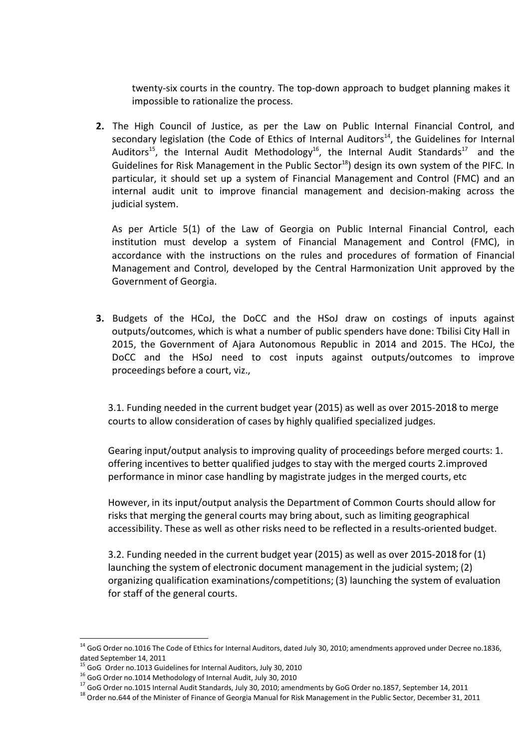twenty-six courts in the country. The top-down approach to budget planning makes it impossible to rationalize the process.

**2.** The High Council of Justice, as per the Law on Public Internal Financial Control, and secondary legislation (the Code of Ethics of Internal Auditors[14], the Guidelines for Internal Auditors[15], the Internal Audit Methodology[16], the Internal Audit Standards[17] and the Guidelines for Risk Management in the Public Sector[18]) design its own system of the PIFC. In particular, it should set up a system of Financial Management and Control (FMC) and an internal audit unit to improve financial management and decision-making across the judicial system.

As per Article 5(1) of the Law of Georgia on Public Internal Financial Control, each institution must develop a system of Financial Management and Control (FMC), in accordance with the instructions on the rules and procedures of formation of Financial Management and Control, developed by the Central Harmonization Unit approved by the Government of Georgia.

**3.** Budgets of the HCoJ, the DoCC and the HSoJ draw on costings of inputs against outputs/outcomes, which is what a number of public spenders have done: Tbilisi City Hall in 2015, the Government of Ajara Autonomous Republic in 2014 and 2015. The HCoJ, the DoCC and the HSoJ need to cost inputs against outputs/outcomes to improve proceedings before a court, viz.,

3.1. Funding needed in the current budget year (2015) as well as over 2015-2018 to merge courts to allow consideration of cases by highly qualified specialized judges.

Gearing input/output analysis to improving quality of proceedings before merged courts: 1. offering incentives to better qualified judges to stay with the merged courts 2.improved performance in minor case handling by magistrate judges in the merged courts, etc

However, in its input/output analysis the Department of Common Courts should allow for risks that merging the general courts may bring about, such as limiting geographical accessibility. These as well as other risks need to be reflected in a results-oriented budget.

3.2. Funding needed in the current budget year (2015) as well as over 2015-2018 for (1) launching the system of electronic document management in the judicial system; (2) organizing qualification examinations/competitions; (3) launching the system of evaluation for staff of the general courts.

---

[14] GoG Order no.1016 The Code of Ethics for Internal Auditors, dated July 30, 2010; amendments approved under Decree no.1836, dated September 14, 2011

[15] GoG Order no.1013 Guidelines for Internal Auditors, July 30, 2010

[16] GoG Order no.1014 Methodology of Internal Audit, July 30, 2010

[17] GoG Order no.1015 Internal Audit Standards, July 30, 2010; amendments by GoG Order no.1857, September 14, 2011

[18] Order no.644 of the Minister of Finance of Georgia Manual for Risk Management in the Public Sector, December 31, 2011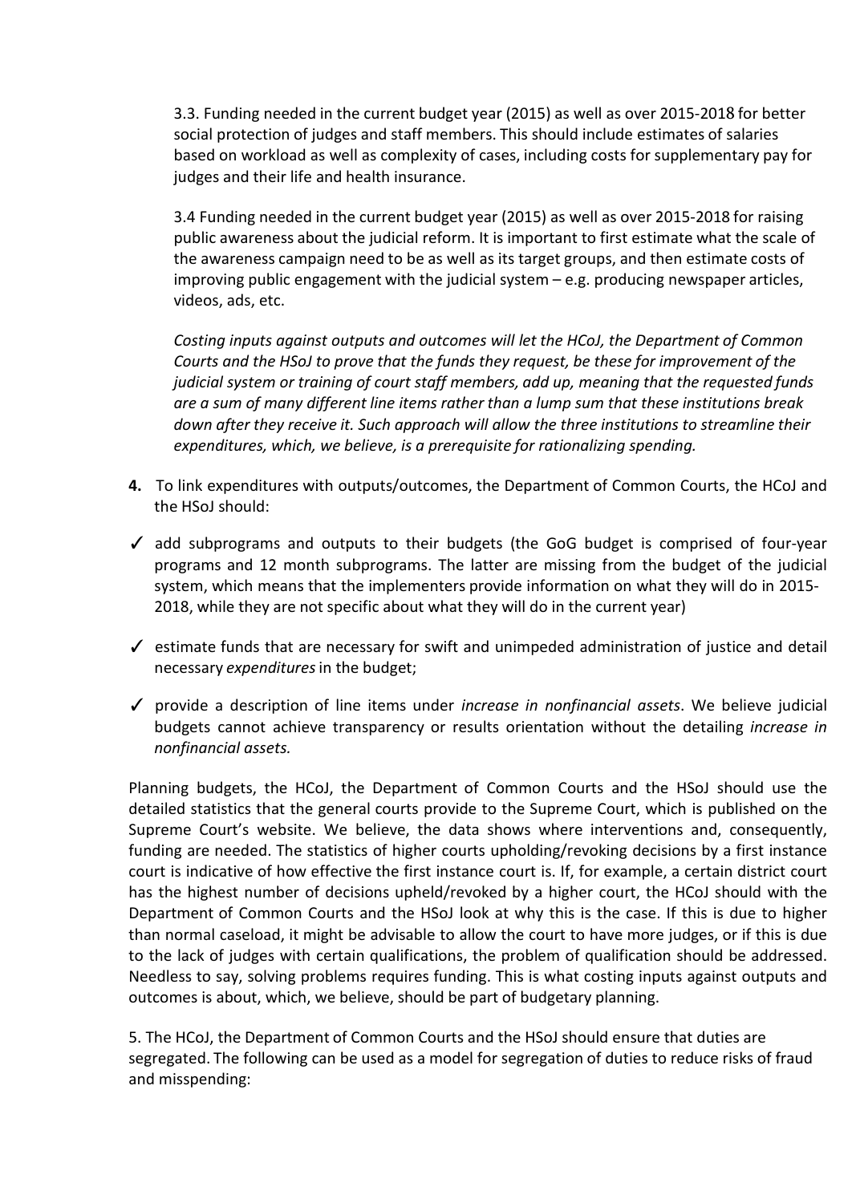3.3. Funding needed in the current budget year (2015) as well as over 2015-2018 for better social protection of judges and staff members. This should include estimates of salaries based on workload as well as complexity of cases, including costs for supplementary pay for judges and their life and health insurance.

3.4 Funding needed in the current budget year (2015) as well as over 2015-2018 for raising public awareness about the judicial reform. It is important to first estimate what the scale of the awareness campaign need to be as well as its target groups, and then estimate costs of improving public engagement with the judicial system – e.g. producing newspaper articles, videos, ads, etc.

*Costing inputs against outputs and outcomes will let the HCoJ, the Department of Common Courts and the HSoJ to prove that the funds they request, be these for improvement of the judicial system or training of court staff members, add up, meaning that the requested funds are a sum of many different line items rather than a lump sum that these institutions break down after they receive it. Such approach will allow the three institutions to streamline their expenditures, which, we believe, is a prerequisite for rationalizing spending.*

**4.** To link expenditures with outputs/outcomes, the Department of Common Courts, the HCoJ and the HSoJ should:

✓ add subprograms and outputs to their budgets (the GoG budget is comprised of four-year programs and 12 month subprograms. The latter are missing from the budget of the judicial system, which means that the implementers provide information on what they will do in 2015-2018, while they are not specific about what they will do in the current year)

✓ estimate funds that are necessary for swift and unimpeded administration of justice and detail necessary *expenditures* in the budget;

✓ provide a description of line items under *increase in nonfinancial assets*. We believe judicial budgets cannot achieve transparency or results orientation without the detailing *increase in nonfinancial assets.*

Planning budgets, the HCoJ, the Department of Common Courts and the HSoJ should use the detailed statistics that the general courts provide to the Supreme Court, which is published on the Supreme Court's website. We believe, the data shows where interventions and, consequently, funding are needed. The statistics of higher courts upholding/revoking decisions by a first instance court is indicative of how effective the first instance court is. If, for example, a certain district court has the highest number of decisions upheld/revoked by a higher court, the HCoJ should with the Department of Common Courts and the HSoJ look at why this is the case. If this is due to higher than normal caseload, it might be advisable to allow the court to have more judges, or if this is due to the lack of judges with certain qualifications, the problem of qualification should be addressed. Needless to say, solving problems requires funding. This is what costing inputs against outputs and outcomes is about, which, we believe, should be part of budgetary planning.

5. The HCoJ, the Department of Common Courts and the HSoJ should ensure that duties are segregated. The following can be used as a model for segregation of duties to reduce risks of fraud and misspending: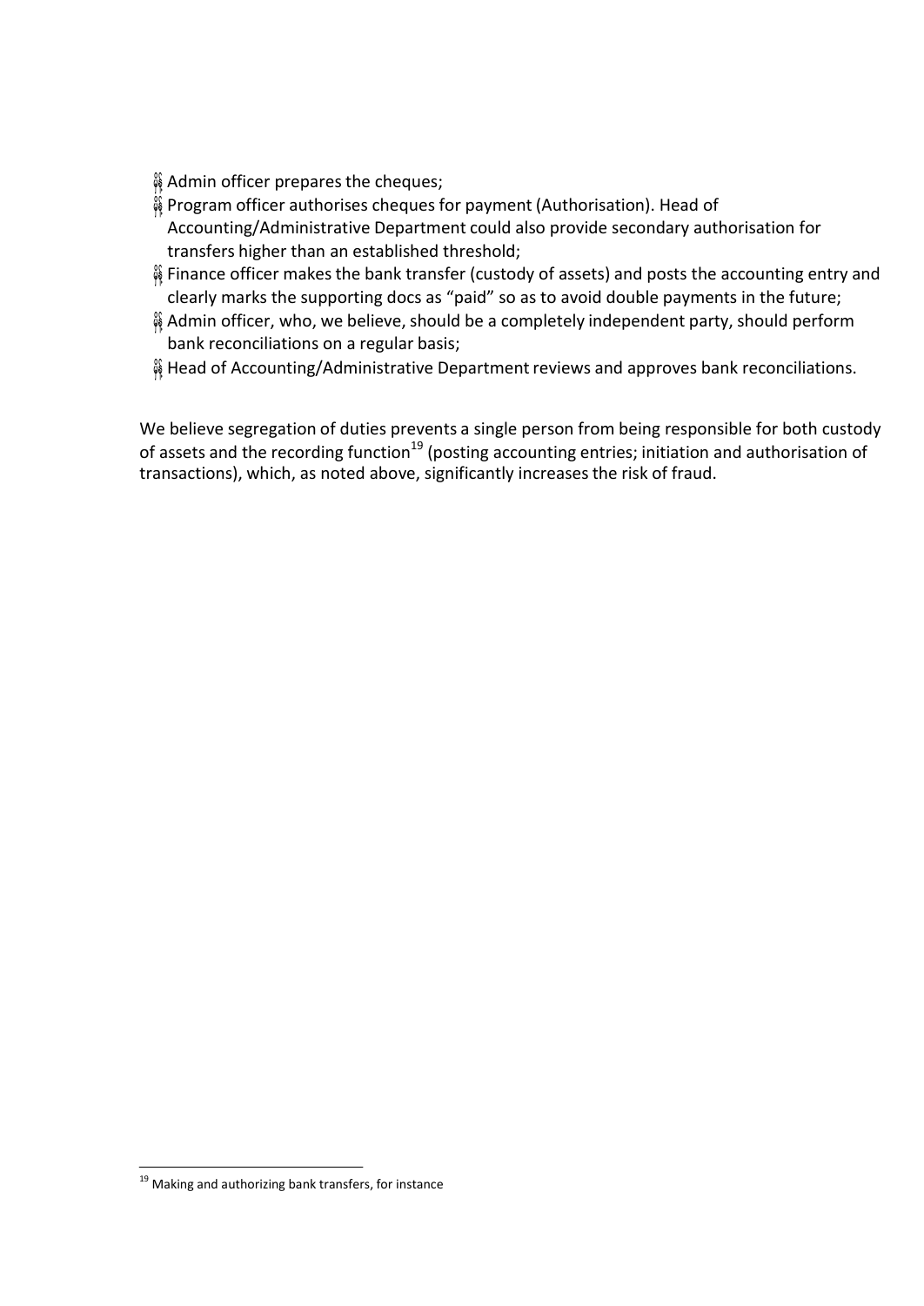- Admin officer prepares the cheques;
- Program officer authorises cheques for payment (Authorisation). Head of Accounting/Administrative Department could also provide secondary authorisation for transfers higher than an established threshold;
- Finance officer makes the bank transfer (custody of assets) and posts the accounting entry and clearly marks the supporting docs as "paid" so as to avoid double payments in the future;
- Admin officer, who, we believe, should be a completely independent party, should perform bank reconciliations on a regular basis;
- Head of Accounting/Administrative Department reviews and approves bank reconciliations.

We believe segregation of duties prevents a single person from being responsible for both custody of assets and the recording function[19] (posting accounting entries; initiation and authorisation of transactions), which, as noted above, significantly increases the risk of fraud.

---

[19] Making and authorizing bank transfers, for instance